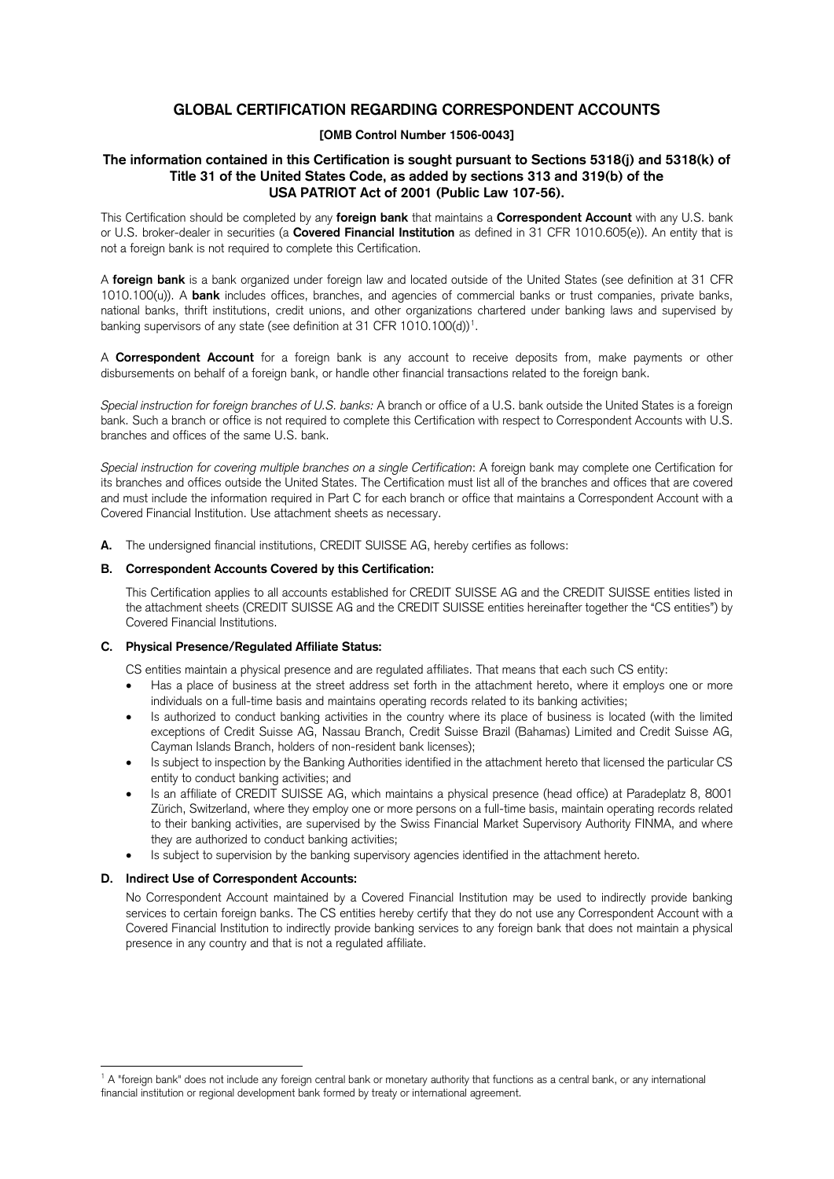# GLOBAL CERTIFICATION REGARDING CORRESPONDENT ACCOUNTS

**[OMB Control Number 1506-0043]**

**The information contained in this Certification is sought pursuant to Sections 5318(j) and 5318(k) of Title 31 of the United States Code, as added by sections 313 and 319(b) of the USA PATRIOT Act of 2001 (Public Law 107-56).**

This Certification should be completed by any **foreign bank** that maintains a **Correspondent Account** with any U.S. bank or U.S. broker-dealer in securities (a **Covered Financial Institution** as defined in 31 CFR 1010.605(e)). An entity that is not a foreign bank is not required to complete this Certification.

A **foreign bank** is a bank organized under foreign law and located outside of the United States (see definition at 31 CFR 1010.100(u)). A **bank** includes offices, branches, and agencies of commercial banks or trust companies, private banks, national banks, thrift institutions, credit unions, and other organizations chartered under banking laws and supervised by banking supervisors of any state (see definition at 31 CFR 1010.100(d))[1].

A **Correspondent Account** for a foreign bank is any account to receive deposits from, make payments or other disbursements on behalf of a foreign bank, or handle other financial transactions related to the foreign bank.

*Special instruction for foreign branches of U.S. banks:* A branch or office of a U.S. bank outside the United States is a foreign bank. Such a branch or office is not required to complete this Certification with respect to Correspondent Accounts with U.S. branches and offices of the same U.S. bank.

*Special instruction for covering multiple branches on a single Certification*: A foreign bank may complete one Certification for its branches and offices outside the United States. The Certification must list all of the branches and offices that are covered and must include the information required in Part C for each branch or office that maintains a Correspondent Account with a Covered Financial Institution. Use attachment sheets as necessary.

**A.** The undersigned financial institutions, CREDIT SUISSE AG, hereby certifies as follows:

**B. Correspondent Accounts Covered by this Certification:**

This Certification applies to all accounts established for CREDIT SUISSE AG and the CREDIT SUISSE entities listed in the attachment sheets (CREDIT SUISSE AG and the CREDIT SUISSE entities hereinafter together the "CS entities") by Covered Financial Institutions.

**C. Physical Presence/Regulated Affiliate Status:**

CS entities maintain a physical presence and are regulated affiliates. That means that each such CS entity:

- Has a place of business at the street address set forth in the attachment hereto, where it employs one or more individuals on a full-time basis and maintains operating records related to its banking activities;
- Is authorized to conduct banking activities in the country where its place of business is located (with the limited exceptions of Credit Suisse AG, Nassau Branch, Credit Suisse Brazil (Bahamas) Limited and Credit Suisse AG, Cayman Islands Branch, holders of non-resident bank licenses);
- Is subject to inspection by the Banking Authorities identified in the attachment hereto that licensed the particular CS entity to conduct banking activities; and
- Is an affiliate of CREDIT SUISSE AG, which maintains a physical presence (head office) at Paradeplatz 8, 8001 Zürich, Switzerland, where they employ one or more persons on a full-time basis, maintain operating records related to their banking activities, are supervised by the Swiss Financial Market Supervisory Authority FINMA, and where they are authorized to conduct banking activities;
- Is subject to supervision by the banking supervisory agencies identified in the attachment hereto.

**D. Indirect Use of Correspondent Accounts:**

No Correspondent Account maintained by a Covered Financial Institution may be used to indirectly provide banking services to certain foreign banks. The CS entities hereby certify that they do not use any Correspondent Account with a Covered Financial Institution to indirectly provide banking services to any foreign bank that does not maintain a physical presence in any country and that is not a regulated affiliate.

[1] A "foreign bank" does not include any foreign central bank or monetary authority that functions as a central bank, or any international financial institution or regional development bank formed by treaty or international agreement.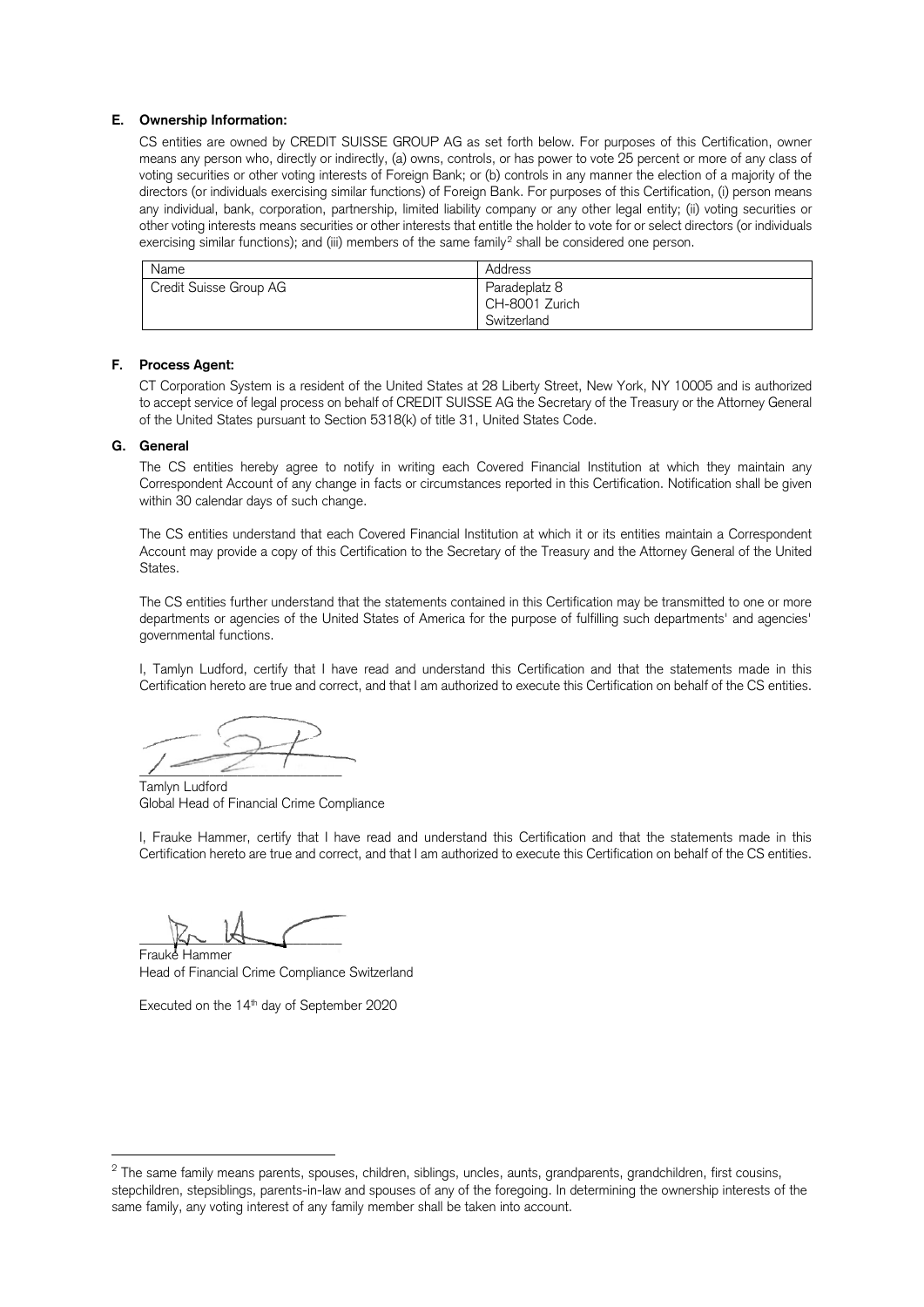**E. Ownership Information:**

CS entities are owned by CREDIT SUISSE GROUP AG as set forth below. For purposes of this Certification, owner means any person who, directly or indirectly, (a) owns, controls, or has power to vote 25 percent or more of any class of voting securities or other voting interests of Foreign Bank; or (b) controls in any manner the election of a majority of the directors (or individuals exercising similar functions) of Foreign Bank. For purposes of this Certification, (i) person means any individual, bank, corporation, partnership, limited liability company or any other legal entity; (ii) voting securities or other voting interests means securities or other interests that entitle the holder to vote for or select directors (or individuals exercising similar functions); and (iii) members of the same family[2] shall be considered one person.

| Name | Address |
|---|---|
| Credit Suisse Group AG | Paradeplatz 8<br>CH-8001 Zurich<br>Switzerland |

**F. Process Agent:**

CT Corporation System is a resident of the United States at 28 Liberty Street, New York, NY 10005 and is authorized to accept service of legal process on behalf of CREDIT SUISSE AG the Secretary of the Treasury or the Attorney General of the United States pursuant to Section 5318(k) of title 31, United States Code.

**G. General**

The CS entities hereby agree to notify in writing each Covered Financial Institution at which they maintain any Correspondent Account of any change in facts or circumstances reported in this Certification. Notification shall be given within 30 calendar days of such change.

The CS entities understand that each Covered Financial Institution at which it or its entities maintain a Correspondent Account may provide a copy of this Certification to the Secretary of the Treasury and the Attorney General of the United States.

The CS entities further understand that the statements contained in this Certification may be transmitted to one or more departments or agencies of the United States of America for the purpose of fulfilling such departments' and agencies' governmental functions.

I, Tamlyn Ludford, certify that I have read and understand this Certification and that the statements made in this Certification hereto are true and correct, and that I am authorized to execute this Certification on behalf of the CS entities.

Tamlyn Ludford
Global Head of Financial Crime Compliance

I, Frauke Hammer, certify that I have read and understand this Certification and that the statements made in this Certification hereto are true and correct, and that I am authorized to execute this Certification on behalf of the CS entities.

Frauke Hammer
Head of Financial Crime Compliance Switzerland

Executed on the 14th day of September 2020

---

[2] The same family means parents, spouses, children, siblings, uncles, aunts, grandparents, grandchildren, first cousins, stepchildren, stepsiblings, parents-in-law and spouses of any of the foregoing. In determining the ownership interests of the same family, any voting interest of any family member shall be taken into account.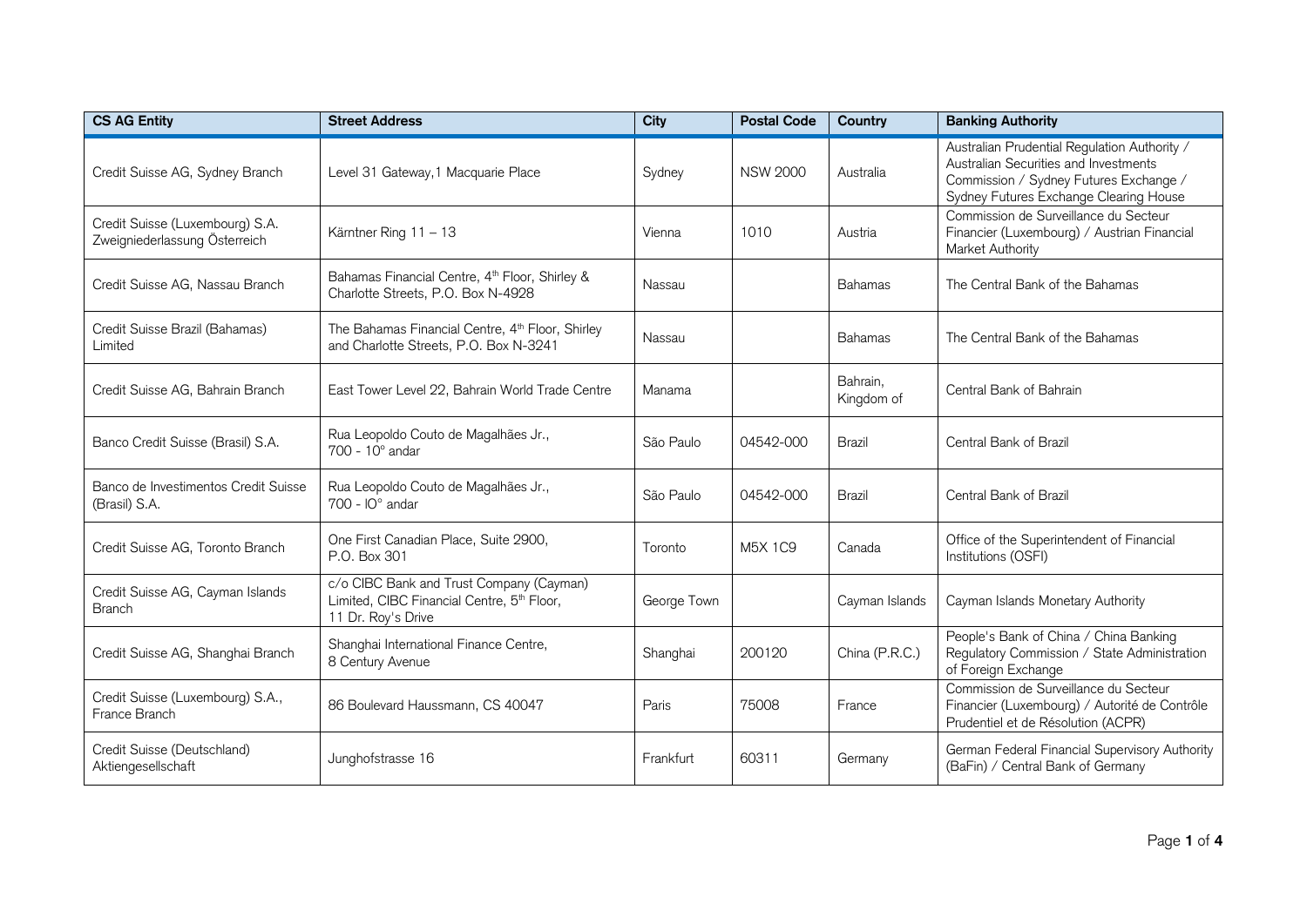| CS AG Entity | Street Address | City | Postal Code | Country | Banking Authority |
| --- | --- | --- | --- | --- | --- |
| Credit Suisse AG, Sydney Branch | Level 31 Gateway,1 Macquarie Place | Sydney | NSW 2000 | Australia | Australian Prudential Regulation Authority / Australian Securities and Investments Commission / Sydney Futures Exchange / Sydney Futures Exchange Clearing House |
| Credit Suisse (Luxembourg) S.A. Zweigniederlassung Österreich | Kärntner Ring 11 – 13 | Vienna | 1010 | Austria | Commission de Surveillance du Secteur Financier (Luxembourg) / Austrian Financial Market Authority |
| Credit Suisse AG, Nassau Branch | Bahamas Financial Centre, 4th Floor, Shirley & Charlotte Streets, P.O. Box N-4928 | Nassau | | Bahamas | The Central Bank of the Bahamas |
| Credit Suisse Brazil (Bahamas) Limited | The Bahamas Financial Centre, 4th Floor, Shirley and Charlotte Streets, P.O. Box N-3241 | Nassau | | Bahamas | The Central Bank of the Bahamas |
| Credit Suisse AG, Bahrain Branch | East Tower Level 22, Bahrain World Trade Centre | Manama | | Bahrain, Kingdom of | Central Bank of Bahrain |
| Banco Credit Suisse (Brasil) S.A. | Rua Leopoldo Couto de Magalhães Jr., 700 - 10° andar | São Paulo | 04542-000 | Brazil | Central Bank of Brazil |
| Banco de Investimentos Credit Suisse (Brasil) S.A. | Rua Leopoldo Couto de Magalhães Jr., 700 - lO° andar | São Paulo | 04542-000 | Brazil | Central Bank of Brazil |
| Credit Suisse AG, Toronto Branch | One First Canadian Place, Suite 2900, P.O. Box 301 | Toronto | M5X 1C9 | Canada | Office of the Superintendent of Financial Institutions (OSFI) |
| Credit Suisse AG, Cayman Islands Branch | c/o CIBC Bank and Trust Company (Cayman) Limited, CIBC Financial Centre, 5th Floor, 11 Dr. Roy's Drive | George Town | | Cayman Islands | Cayman Islands Monetary Authority |
| Credit Suisse AG, Shanghai Branch | Shanghai International Finance Centre, 8 Century Avenue | Shanghai | 200120 | China (P.R.C.) | People's Bank of China / China Banking Regulatory Commission / State Administration of Foreign Exchange |
| Credit Suisse (Luxembourg) S.A., France Branch | 86 Boulevard Haussmann, CS 40047 | Paris | 75008 | France | Commission de Surveillance du Secteur Financier (Luxembourg) / Autorité de Contrôle Prudentiel et de Résolution (ACPR) |
| Credit Suisse (Deutschland) Aktiengesellschaft | Junghofstrasse 16 | Frankfurt | 60311 | Germany | German Federal Financial Supervisory Authority (BaFin) / Central Bank of Germany |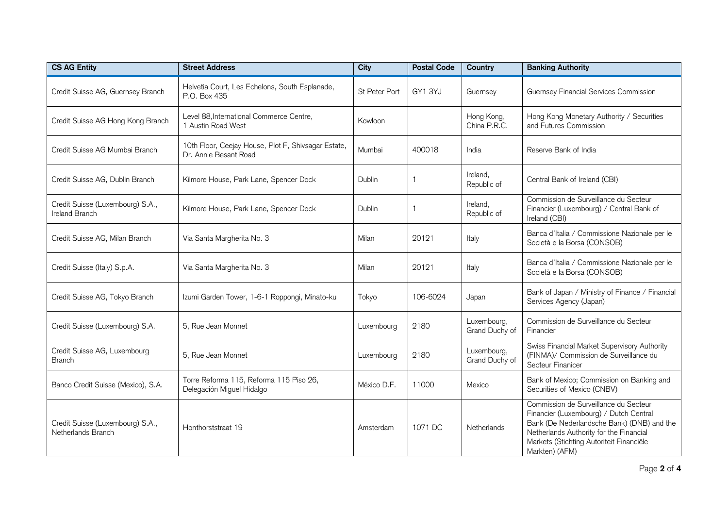| CS AG Entity | Street Address | City | Postal Code | Country | Banking Authority |
|---|---|---|---|---|---|
| Credit Suisse AG, Guernsey Branch | Helvetia Court, Les Echelons, South Esplanade, P.O. Box 435 | St Peter Port | GY1 3YJ | Guernsey | Guernsey Financial Services Commission |
| Credit Suisse AG Hong Kong Branch | Level 88,International Commerce Centre, 1 Austin Road West | Kowloon | | Hong Kong, China P.R.C. | Hong Kong Monetary Authority / Securities and Futures Commission |
| Credit Suisse AG Mumbai Branch | 10th Floor, Ceejay House, Plot F, Shivsagar Estate, Dr. Annie Besant Road | Mumbai | 400018 | India | Reserve Bank of India |
| Credit Suisse AG, Dublin Branch | Kilmore House, Park Lane, Spencer Dock | Dublin | 1 | Ireland, Republic of | Central Bank of Ireland (CBI) |
| Credit Suisse (Luxembourg) S.A., Ireland Branch | Kilmore House, Park Lane, Spencer Dock | Dublin | 1 | Ireland, Republic of | Commission de Surveillance du Secteur Financier (Luxembourg) / Central Bank of Ireland (CBI) |
| Credit Suisse AG, Milan Branch | Via Santa Margherita No. 3 | Milan | 20121 | Italy | Banca d'Italia / Commissione Nazionale per le Società e la Borsa (CONSOB) |
| Credit Suisse (Italy) S.p.A. | Via Santa Margherita No. 3 | Milan | 20121 | Italy | Banca d'Italia / Commissione Nazionale per le Società e la Borsa (CONSOB) |
| Credit Suisse AG, Tokyo Branch | Izumi Garden Tower, 1-6-1 Roppongi, Minato-ku | Tokyo | 106-6024 | Japan | Bank of Japan / Ministry of Finance / Financial Services Agency (Japan) |
| Credit Suisse (Luxembourg) S.A. | 5, Rue Jean Monnet | Luxembourg | 2180 | Luxembourg, Grand Duchy of | Commission de Surveillance du Secteur Financier |
| Credit Suisse AG, Luxembourg Branch | 5, Rue Jean Monnet | Luxembourg | 2180 | Luxembourg, Grand Duchy of | Swiss Financial Market Supervisory Authority (FINMA)/ Commission de Surveillance du Secteur Finanicer |
| Banco Credit Suisse (Mexico), S.A. | Torre Reforma 115, Reforma 115 Piso 26, Delegación Miguel Hidalgo | México D.F. | 11000 | Mexico | Bank of Mexico; Commission on Banking and Securities of Mexico (CNBV) |
| Credit Suisse (Luxembourg) S.A., Netherlands Branch | Honthorststraat 19 | Amsterdam | 1071 DC | Netherlands | Commission de Surveillance du Secteur Financier (Luxembourg) / Dutch Central Bank (De Nederlandsche Bank) (DNB) and the Netherlands Authority for the Financial Markets (Stichting Autoriteit Financiële Markten) (AFM) |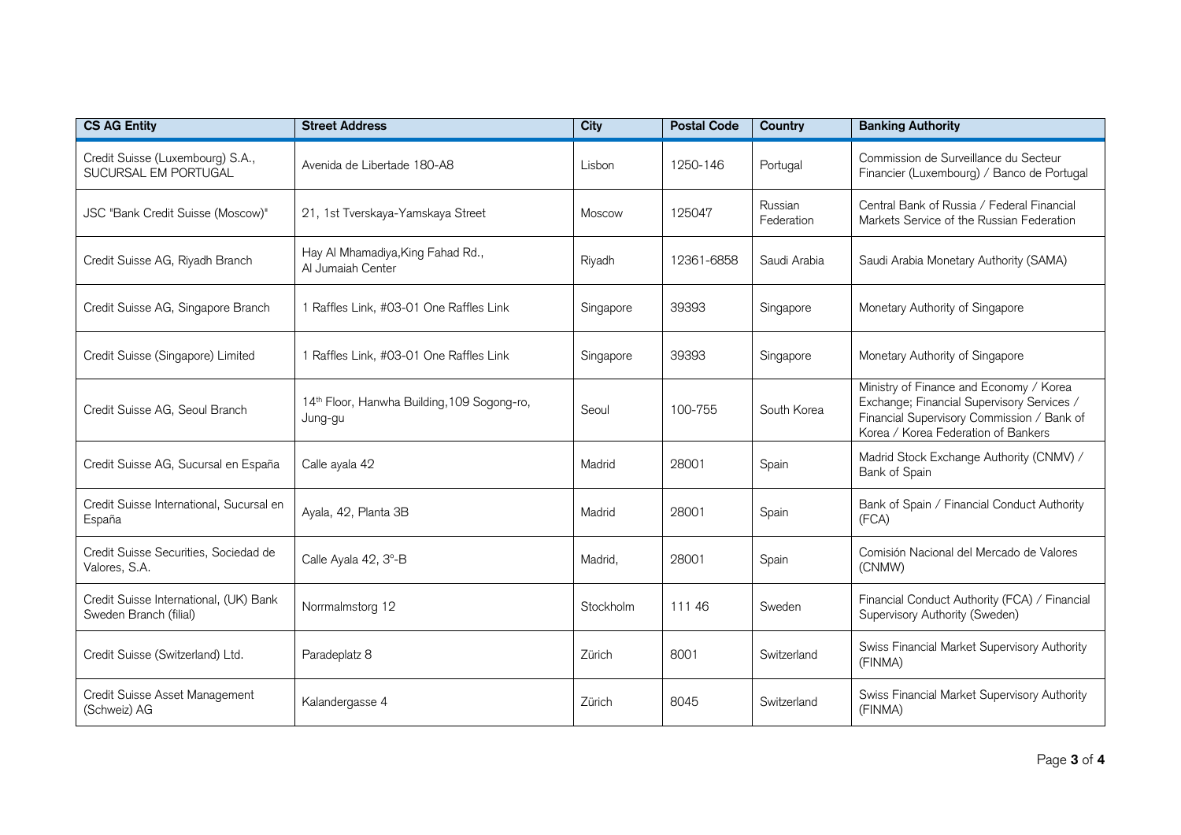| CS AG Entity | Street Address | City | Postal Code | Country | Banking Authority |
|---|---|---|---|---|---|
| Credit Suisse (Luxembourg) S.A., SUCURSAL EM PORTUGAL | Avenida de Libertade 180-A8 | Lisbon | 1250-146 | Portugal | Commission de Surveillance du Secteur Financier (Luxembourg) / Banco de Portugal |
| JSC "Bank Credit Suisse (Moscow)" | 21, 1st Tverskaya-Yamskaya Street | Moscow | 125047 | Russian Federation | Central Bank of Russia / Federal Financial Markets Service of the Russian Federation |
| Credit Suisse AG, Riyadh Branch | Hay Al Mhamadiya,King Fahad Rd., Al Jumaiah Center | Riyadh | 12361-6858 | Saudi Arabia | Saudi Arabia Monetary Authority (SAMA) |
| Credit Suisse AG, Singapore Branch | 1 Raffles Link, #03-01 One Raffles Link | Singapore | 39393 | Singapore | Monetary Authority of Singapore |
| Credit Suisse (Singapore) Limited | 1 Raffles Link, #03-01 One Raffles Link | Singapore | 39393 | Singapore | Monetary Authority of Singapore |
| Credit Suisse AG, Seoul Branch | 14th Floor, Hanwha Building,109 Sogong-ro, Jung-gu | Seoul | 100-755 | South Korea | Ministry of Finance and Economy / Korea Exchange; Financial Supervisory Services / Financial Supervisory Commission / Bank of Korea / Korea Federation of Bankers |
| Credit Suisse AG, Sucursal en España | Calle ayala 42 | Madrid | 28001 | Spain | Madrid Stock Exchange Authority (CNMV) / Bank of Spain |
| Credit Suisse International, Sucursal en España | Ayala, 42, Planta 3B | Madrid | 28001 | Spain | Bank of Spain / Financial Conduct Authority (FCA) |
| Credit Suisse Securities, Sociedad de Valores, S.A. | Calle Ayala 42, 3º-B | Madrid, | 28001 | Spain | Comisión Nacional del Mercado de Valores (CNMW) |
| Credit Suisse International, (UK) Bank Sweden Branch (filial) | Norrmalmstorg 12 | Stockholm | 111 46 | Sweden | Financial Conduct Authority (FCA) / Financial Supervisory Authority (Sweden) |
| Credit Suisse (Switzerland) Ltd. | Paradeplatz 8 | Zürich | 8001 | Switzerland | Swiss Financial Market Supervisory Authority (FINMA) |
| Credit Suisse Asset Management (Schweiz) AG | Kalandergasse 4 | Zürich | 8045 | Switzerland | Swiss Financial Market Supervisory Authority (FINMA) |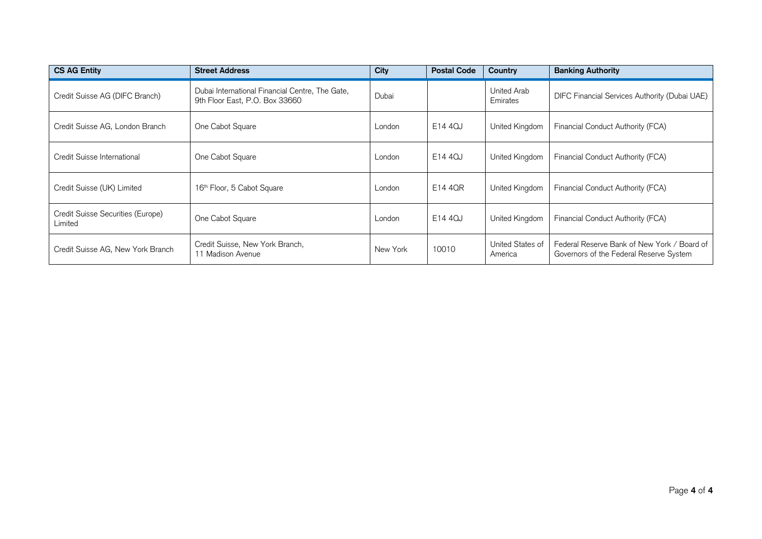| CS AG Entity | Street Address | City | Postal Code | Country | Banking Authority |
|---|---|---|---|---|---|
| Credit Suisse AG (DIFC Branch) | Dubai International Financial Centre, The Gate, 9th Floor East, P.O. Box 33660 | Dubai | | United Arab Emirates | DIFC Financial Services Authority (Dubai UAE) |
| Credit Suisse AG, London Branch | One Cabot Square | London | E14 4QJ | United Kingdom | Financial Conduct Authority (FCA) |
| Credit Suisse International | One Cabot Square | London | E14 4QJ | United Kingdom | Financial Conduct Authority (FCA) |
| Credit Suisse (UK) Limited | 16th Floor, 5 Cabot Square | London | E14 4QR | United Kingdom | Financial Conduct Authority (FCA) |
| Credit Suisse Securities (Europe) Limited | One Cabot Square | London | E14 4QJ | United Kingdom | Financial Conduct Authority (FCA) |
| Credit Suisse AG, New York Branch | Credit Suisse, New York Branch, 11 Madison Avenue | New York | 10010 | United States of America | Federal Reserve Bank of New York / Board of Governors of the Federal Reserve System |